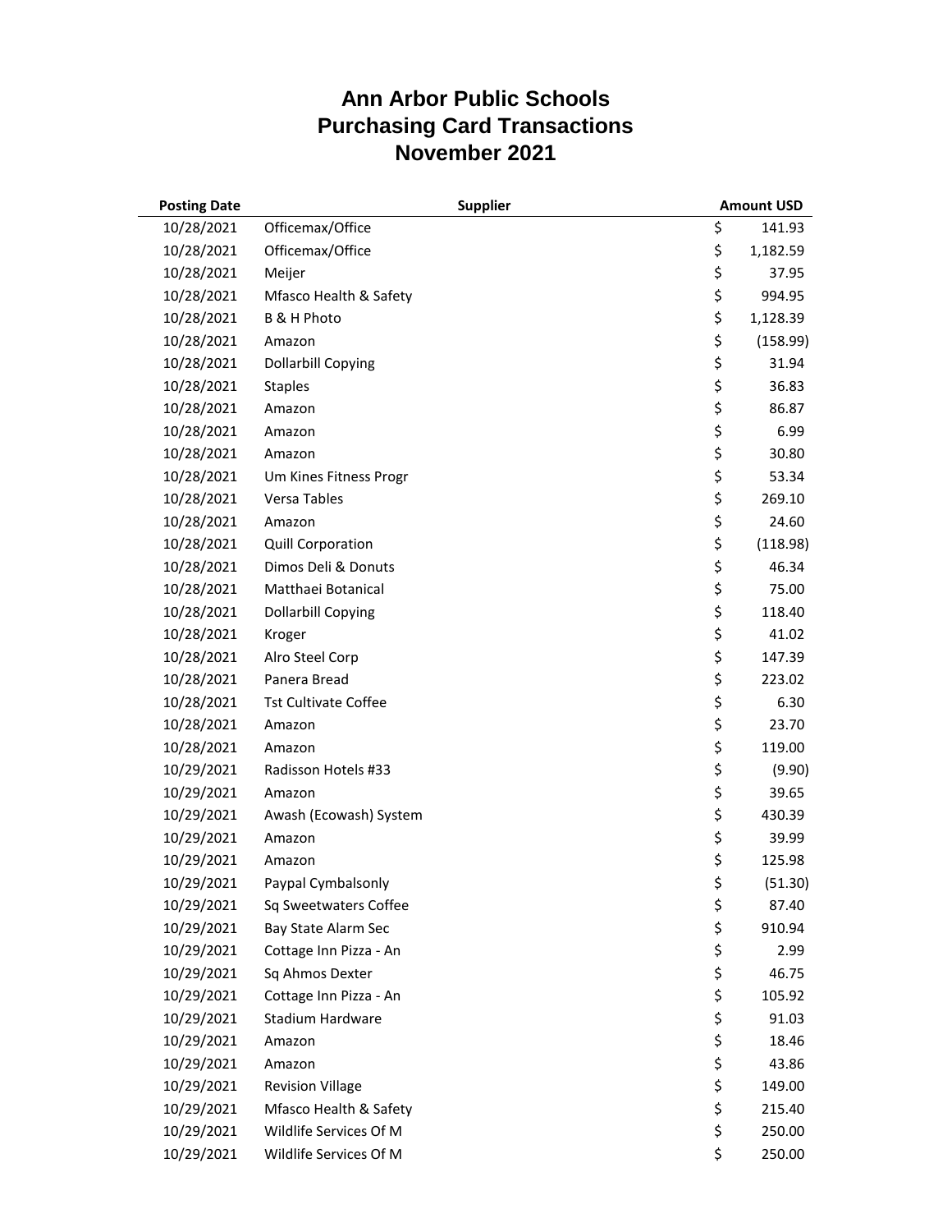# Ann Arbor Public Schools
# Purchasing Card Transactions
# November 2021

| Posting Date | Supplier | Amount USD |
|---|---|---|
| 10/28/2021 | Officemax/Office | $ 141.93 |
| 10/28/2021 | Officemax/Office | $ 1,182.59 |
| 10/28/2021 | Meijer | $ 37.95 |
| 10/28/2021 | Mfasco Health & Safety | $ 994.95 |
| 10/28/2021 | B & H Photo | $ 1,128.39 |
| 10/28/2021 | Amazon | $ (158.99) |
| 10/28/2021 | Dollarbill Copying | $ 31.94 |
| 10/28/2021 | Staples | $ 36.83 |
| 10/28/2021 | Amazon | $ 86.87 |
| 10/28/2021 | Amazon | $ 6.99 |
| 10/28/2021 | Amazon | $ 30.80 |
| 10/28/2021 | Um Kines Fitness Progr | $ 53.34 |
| 10/28/2021 | Versa Tables | $ 269.10 |
| 10/28/2021 | Amazon | $ 24.60 |
| 10/28/2021 | Quill Corporation | $ (118.98) |
| 10/28/2021 | Dimos Deli & Donuts | $ 46.34 |
| 10/28/2021 | Matthaei Botanical | $ 75.00 |
| 10/28/2021 | Dollarbill Copying | $ 118.40 |
| 10/28/2021 | Kroger | $ 41.02 |
| 10/28/2021 | Alro Steel Corp | $ 147.39 |
| 10/28/2021 | Panera Bread | $ 223.02 |
| 10/28/2021 | Tst Cultivate Coffee | $ 6.30 |
| 10/28/2021 | Amazon | $ 23.70 |
| 10/28/2021 | Amazon | $ 119.00 |
| 10/29/2021 | Radisson Hotels #33 | $ (9.90) |
| 10/29/2021 | Amazon | $ 39.65 |
| 10/29/2021 | Awash (Ecowash) System | $ 430.39 |
| 10/29/2021 | Amazon | $ 39.99 |
| 10/29/2021 | Amazon | $ 125.98 |
| 10/29/2021 | Paypal Cymbalsonly | $ (51.30) |
| 10/29/2021 | Sq Sweetwaters Coffee | $ 87.40 |
| 10/29/2021 | Bay State Alarm Sec | $ 910.94 |
| 10/29/2021 | Cottage Inn Pizza - An | $ 2.99 |
| 10/29/2021 | Sq Ahmos Dexter | $ 46.75 |
| 10/29/2021 | Cottage Inn Pizza - An | $ 105.92 |
| 10/29/2021 | Stadium Hardware | $ 91.03 |
| 10/29/2021 | Amazon | $ 18.46 |
| 10/29/2021 | Amazon | $ 43.86 |
| 10/29/2021 | Revision Village | $ 149.00 |
| 10/29/2021 | Mfasco Health & Safety | $ 215.40 |
| 10/29/2021 | Wildlife Services Of M | $ 250.00 |
| 10/29/2021 | Wildlife Services Of M | $ 250.00 |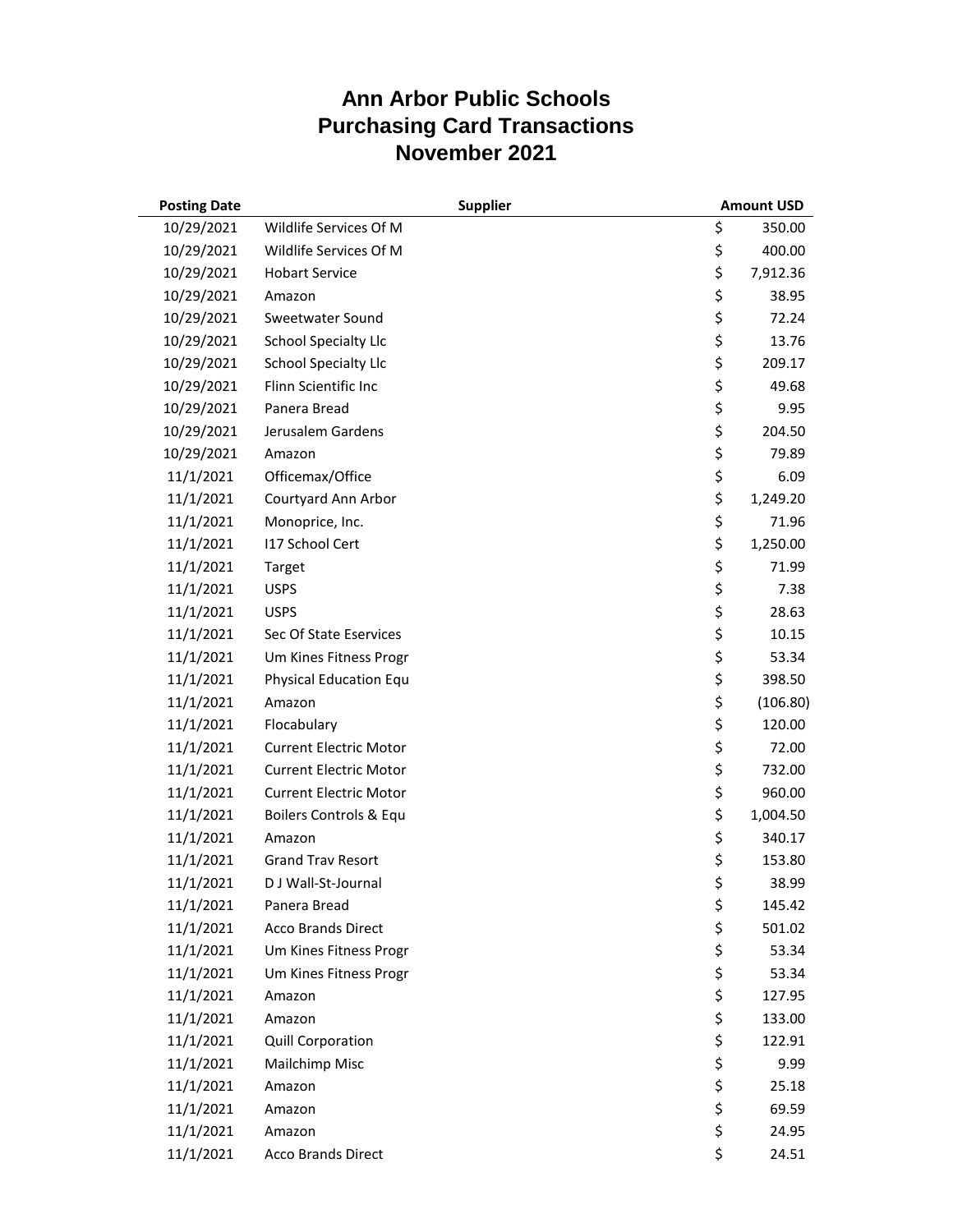# Ann Arbor Public Schools
# Purchasing Card Transactions
# November 2021

| Posting Date | Supplier | Amount USD |
|---|---|---|
| 10/29/2021 | Wildlife Services Of M | $ 350.00 |
| 10/29/2021 | Wildlife Services Of M | $ 400.00 |
| 10/29/2021 | Hobart Service | $ 7,912.36 |
| 10/29/2021 | Amazon | $ 38.95 |
| 10/29/2021 | Sweetwater Sound | $ 72.24 |
| 10/29/2021 | School Specialty Llc | $ 13.76 |
| 10/29/2021 | School Specialty Llc | $ 209.17 |
| 10/29/2021 | Flinn Scientific Inc | $ 49.68 |
| 10/29/2021 | Panera Bread | $ 9.95 |
| 10/29/2021 | Jerusalem Gardens | $ 204.50 |
| 10/29/2021 | Amazon | $ 79.89 |
| 11/1/2021 | Officemax/Office | $ 6.09 |
| 11/1/2021 | Courtyard Ann Arbor | $ 1,249.20 |
| 11/1/2021 | Monoprice, Inc. | $ 71.96 |
| 11/1/2021 | I17 School Cert | $ 1,250.00 |
| 11/1/2021 | Target | $ 71.99 |
| 11/1/2021 | USPS | $ 7.38 |
| 11/1/2021 | USPS | $ 28.63 |
| 11/1/2021 | Sec Of State Eservices | $ 10.15 |
| 11/1/2021 | Um Kines Fitness Progr | $ 53.34 |
| 11/1/2021 | Physical Education Equ | $ 398.50 |
| 11/1/2021 | Amazon | $ (106.80) |
| 11/1/2021 | Flocabulary | $ 120.00 |
| 11/1/2021 | Current Electric Motor | $ 72.00 |
| 11/1/2021 | Current Electric Motor | $ 732.00 |
| 11/1/2021 | Current Electric Motor | $ 960.00 |
| 11/1/2021 | Boilers Controls & Equ | $ 1,004.50 |
| 11/1/2021 | Amazon | $ 340.17 |
| 11/1/2021 | Grand Trav Resort | $ 153.80 |
| 11/1/2021 | D J Wall-St-Journal | $ 38.99 |
| 11/1/2021 | Panera Bread | $ 145.42 |
| 11/1/2021 | Acco Brands Direct | $ 501.02 |
| 11/1/2021 | Um Kines Fitness Progr | $ 53.34 |
| 11/1/2021 | Um Kines Fitness Progr | $ 53.34 |
| 11/1/2021 | Amazon | $ 127.95 |
| 11/1/2021 | Amazon | $ 133.00 |
| 11/1/2021 | Quill Corporation | $ 122.91 |
| 11/1/2021 | Mailchimp Misc | $ 9.99 |
| 11/1/2021 | Amazon | $ 25.18 |
| 11/1/2021 | Amazon | $ 69.59 |
| 11/1/2021 | Amazon | $ 24.95 |
| 11/1/2021 | Acco Brands Direct | $ 24.51 |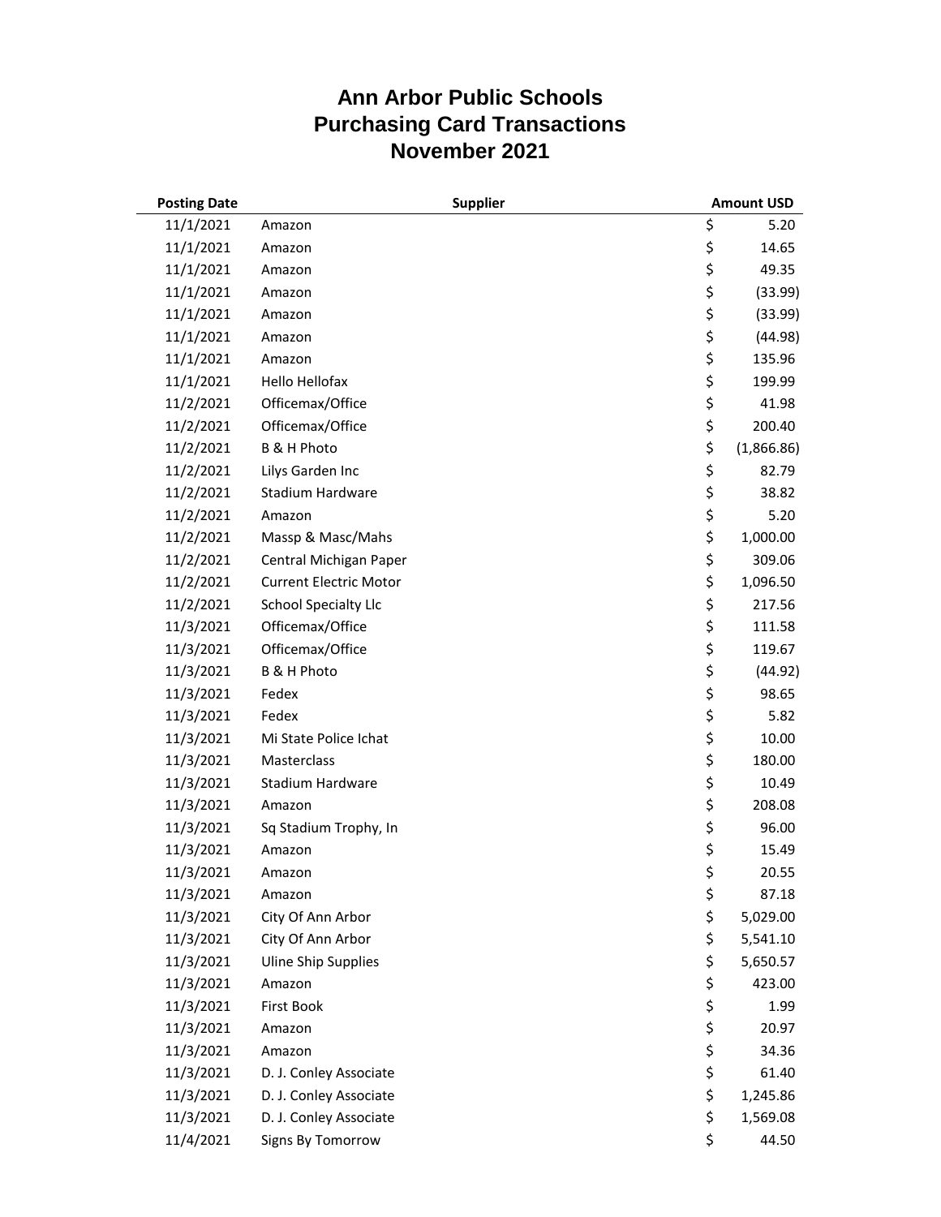# Ann Arbor Public Schools
# Purchasing Card Transactions
# November 2021

| Posting Date | Supplier | Amount USD |
|---|---|---|
| 11/1/2021 | Amazon | $ 5.20 |
| 11/1/2021 | Amazon | $ 14.65 |
| 11/1/2021 | Amazon | $ 49.35 |
| 11/1/2021 | Amazon | $ (33.99) |
| 11/1/2021 | Amazon | $ (33.99) |
| 11/1/2021 | Amazon | $ (44.98) |
| 11/1/2021 | Amazon | $ 135.96 |
| 11/1/2021 | Hello Hellofax | $ 199.99 |
| 11/2/2021 | Officemax/Office | $ 41.98 |
| 11/2/2021 | Officemax/Office | $ 200.40 |
| 11/2/2021 | B & H Photo | $ (1,866.86) |
| 11/2/2021 | Lilys Garden Inc | $ 82.79 |
| 11/2/2021 | Stadium Hardware | $ 38.82 |
| 11/2/2021 | Amazon | $ 5.20 |
| 11/2/2021 | Massp & Masc/Mahs | $ 1,000.00 |
| 11/2/2021 | Central Michigan Paper | $ 309.06 |
| 11/2/2021 | Current Electric Motor | $ 1,096.50 |
| 11/2/2021 | School Specialty Llc | $ 217.56 |
| 11/3/2021 | Officemax/Office | $ 111.58 |
| 11/3/2021 | Officemax/Office | $ 119.67 |
| 11/3/2021 | B & H Photo | $ (44.92) |
| 11/3/2021 | Fedex | $ 98.65 |
| 11/3/2021 | Fedex | $ 5.82 |
| 11/3/2021 | Mi State Police Ichat | $ 10.00 |
| 11/3/2021 | Masterclass | $ 180.00 |
| 11/3/2021 | Stadium Hardware | $ 10.49 |
| 11/3/2021 | Amazon | $ 208.08 |
| 11/3/2021 | Sq Stadium Trophy, In | $ 96.00 |
| 11/3/2021 | Amazon | $ 15.49 |
| 11/3/2021 | Amazon | $ 20.55 |
| 11/3/2021 | Amazon | $ 87.18 |
| 11/3/2021 | City Of Ann Arbor | $ 5,029.00 |
| 11/3/2021 | City Of Ann Arbor | $ 5,541.10 |
| 11/3/2021 | Uline Ship Supplies | $ 5,650.57 |
| 11/3/2021 | Amazon | $ 423.00 |
| 11/3/2021 | First Book | $ 1.99 |
| 11/3/2021 | Amazon | $ 20.97 |
| 11/3/2021 | Amazon | $ 34.36 |
| 11/3/2021 | D. J. Conley Associate | $ 61.40 |
| 11/3/2021 | D. J. Conley Associate | $ 1,245.86 |
| 11/3/2021 | D. J. Conley Associate | $ 1,569.08 |
| 11/4/2021 | Signs By Tomorrow | $ 44.50 |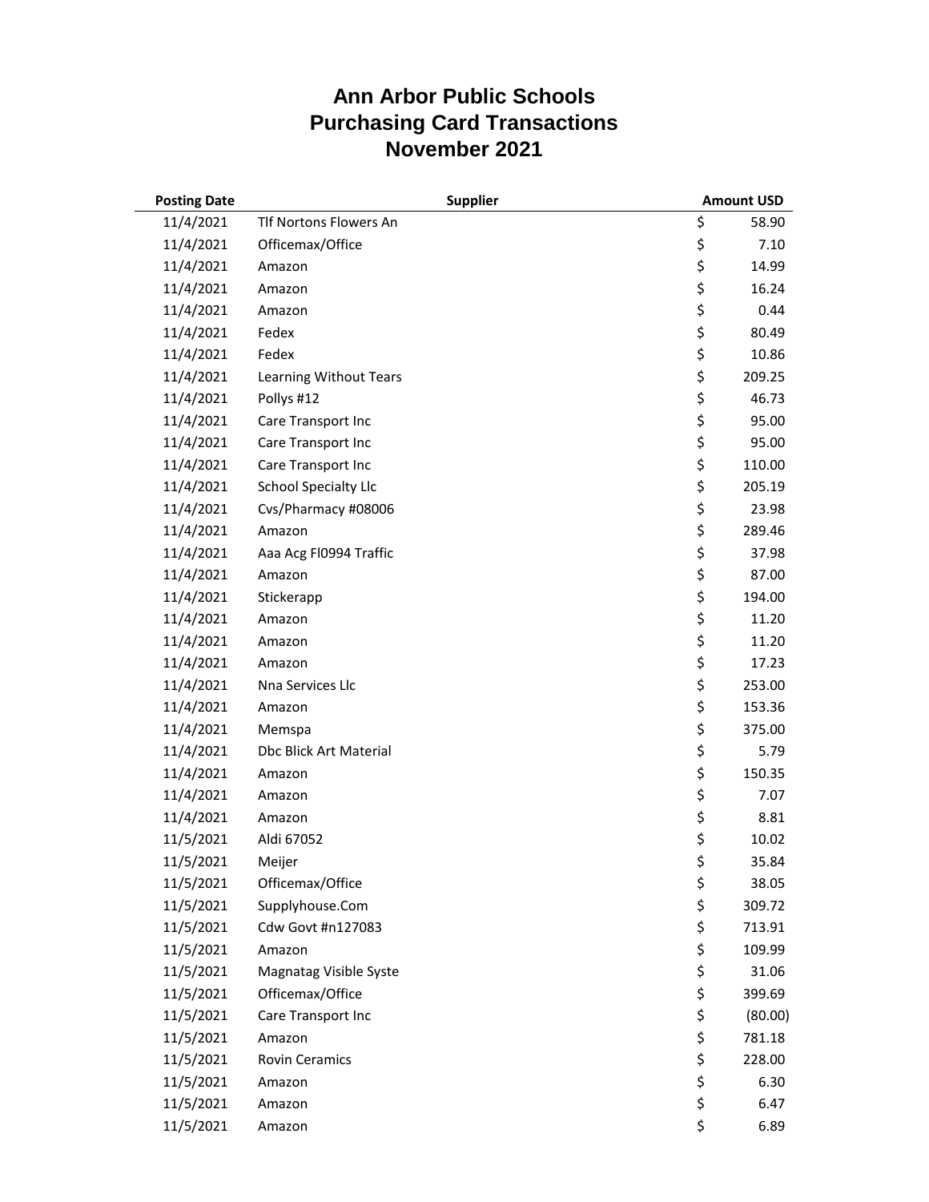# Ann Arbor Public Schools
# Purchasing Card Transactions
# November 2021

| Posting Date | Supplier | Amount USD |
|---|---|---|
| 11/4/2021 | Tlf Nortons Flowers An | $ 58.90 |
| 11/4/2021 | Officemax/Office | $ 7.10 |
| 11/4/2021 | Amazon | $ 14.99 |
| 11/4/2021 | Amazon | $ 16.24 |
| 11/4/2021 | Amazon | $ 0.44 |
| 11/4/2021 | Fedex | $ 80.49 |
| 11/4/2021 | Fedex | $ 10.86 |
| 11/4/2021 | Learning Without Tears | $ 209.25 |
| 11/4/2021 | Pollys #12 | $ 46.73 |
| 11/4/2021 | Care Transport Inc | $ 95.00 |
| 11/4/2021 | Care Transport Inc | $ 95.00 |
| 11/4/2021 | Care Transport Inc | $ 110.00 |
| 11/4/2021 | School Specialty Llc | $ 205.19 |
| 11/4/2021 | Cvs/Pharmacy #08006 | $ 23.98 |
| 11/4/2021 | Amazon | $ 289.46 |
| 11/4/2021 | Aaa Acg Fl0994 Traffic | $ 37.98 |
| 11/4/2021 | Amazon | $ 87.00 |
| 11/4/2021 | Stickerapp | $ 194.00 |
| 11/4/2021 | Amazon | $ 11.20 |
| 11/4/2021 | Amazon | $ 11.20 |
| 11/4/2021 | Amazon | $ 17.23 |
| 11/4/2021 | Nna Services Llc | $ 253.00 |
| 11/4/2021 | Amazon | $ 153.36 |
| 11/4/2021 | Memspa | $ 375.00 |
| 11/4/2021 | Dbc Blick Art Material | $ 5.79 |
| 11/4/2021 | Amazon | $ 150.35 |
| 11/4/2021 | Amazon | $ 7.07 |
| 11/4/2021 | Amazon | $ 8.81 |
| 11/5/2021 | Aldi 67052 | $ 10.02 |
| 11/5/2021 | Meijer | $ 35.84 |
| 11/5/2021 | Officemax/Office | $ 38.05 |
| 11/5/2021 | Supplyhouse.Com | $ 309.72 |
| 11/5/2021 | Cdw Govt #n127083 | $ 713.91 |
| 11/5/2021 | Amazon | $ 109.99 |
| 11/5/2021 | Magnatag Visible Syste | $ 31.06 |
| 11/5/2021 | Officemax/Office | $ 399.69 |
| 11/5/2021 | Care Transport Inc | $ (80.00) |
| 11/5/2021 | Amazon | $ 781.18 |
| 11/5/2021 | Rovin Ceramics | $ 228.00 |
| 11/5/2021 | Amazon | $ 6.30 |
| 11/5/2021 | Amazon | $ 6.47 |
| 11/5/2021 | Amazon | $ 6.89 |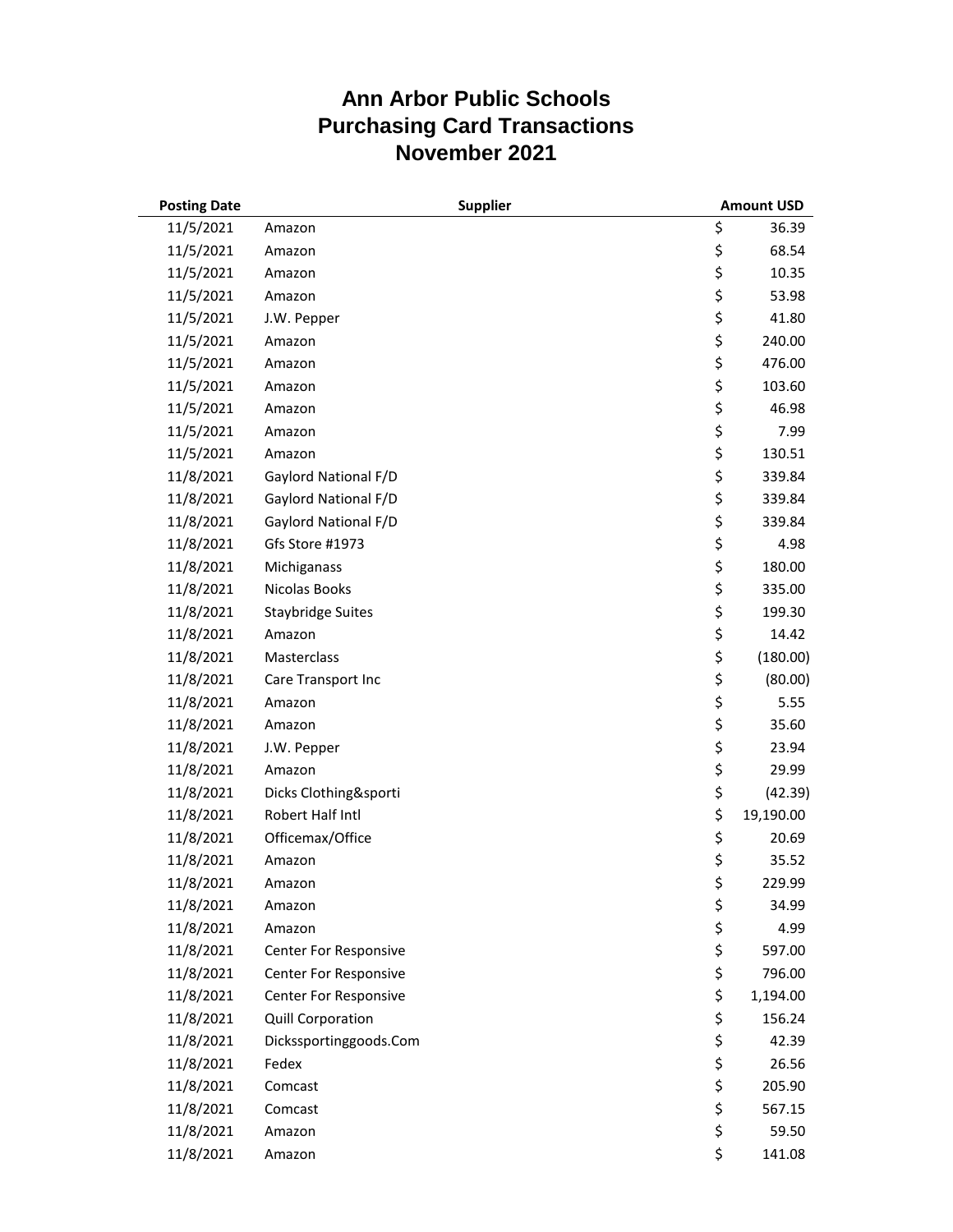# Ann Arbor Public Schools
# Purchasing Card Transactions
# November 2021

| Posting Date | Supplier | Amount USD |
|---|---|---|
| 11/5/2021 | Amazon | $ 36.39 |
| 11/5/2021 | Amazon | $ 68.54 |
| 11/5/2021 | Amazon | $ 10.35 |
| 11/5/2021 | Amazon | $ 53.98 |
| 11/5/2021 | J.W. Pepper | $ 41.80 |
| 11/5/2021 | Amazon | $ 240.00 |
| 11/5/2021 | Amazon | $ 476.00 |
| 11/5/2021 | Amazon | $ 103.60 |
| 11/5/2021 | Amazon | $ 46.98 |
| 11/5/2021 | Amazon | $ 7.99 |
| 11/5/2021 | Amazon | $ 130.51 |
| 11/8/2021 | Gaylord National F/D | $ 339.84 |
| 11/8/2021 | Gaylord National F/D | $ 339.84 |
| 11/8/2021 | Gaylord National F/D | $ 339.84 |
| 11/8/2021 | Gfs Store #1973 | $ 4.98 |
| 11/8/2021 | Michiganass | $ 180.00 |
| 11/8/2021 | Nicolas Books | $ 335.00 |
| 11/8/2021 | Staybridge Suites | $ 199.30 |
| 11/8/2021 | Amazon | $ 14.42 |
| 11/8/2021 | Masterclass | $ (180.00) |
| 11/8/2021 | Care Transport Inc | $ (80.00) |
| 11/8/2021 | Amazon | $ 5.55 |
| 11/8/2021 | Amazon | $ 35.60 |
| 11/8/2021 | J.W. Pepper | $ 23.94 |
| 11/8/2021 | Amazon | $ 29.99 |
| 11/8/2021 | Dicks Clothing&sporti | $ (42.39) |
| 11/8/2021 | Robert Half Intl | $ 19,190.00 |
| 11/8/2021 | Officemax/Office | $ 20.69 |
| 11/8/2021 | Amazon | $ 35.52 |
| 11/8/2021 | Amazon | $ 229.99 |
| 11/8/2021 | Amazon | $ 34.99 |
| 11/8/2021 | Amazon | $ 4.99 |
| 11/8/2021 | Center For Responsive | $ 597.00 |
| 11/8/2021 | Center For Responsive | $ 796.00 |
| 11/8/2021 | Center For Responsive | $ 1,194.00 |
| 11/8/2021 | Quill Corporation | $ 156.24 |
| 11/8/2021 | Dickssportinggoods.Com | $ 42.39 |
| 11/8/2021 | Fedex | $ 26.56 |
| 11/8/2021 | Comcast | $ 205.90 |
| 11/8/2021 | Comcast | $ 567.15 |
| 11/8/2021 | Amazon | $ 59.50 |
| 11/8/2021 | Amazon | $ 141.08 |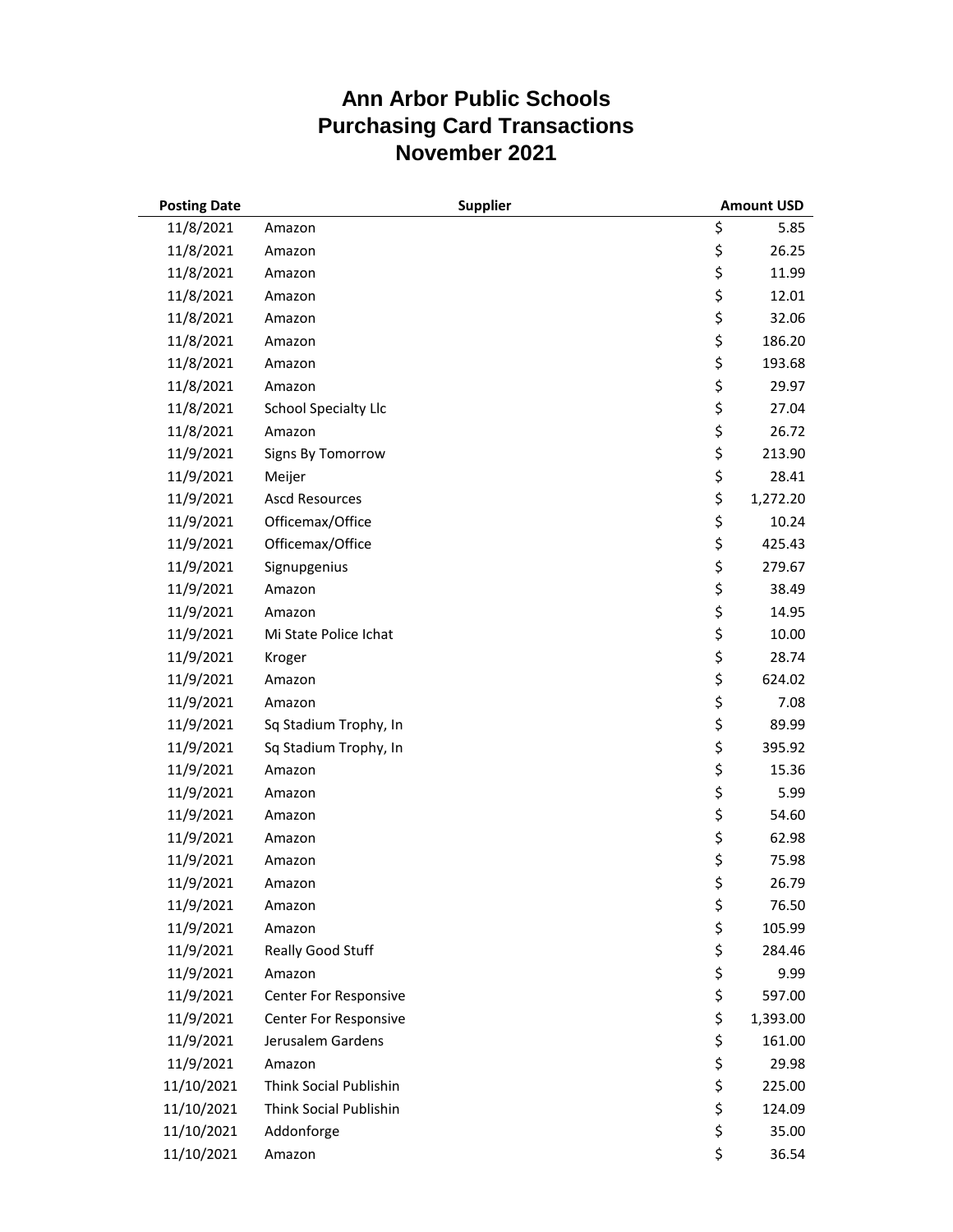# Ann Arbor Public Schools
# Purchasing Card Transactions
# November 2021

| Posting Date | Supplier | Amount USD |
|---|---|---|
| 11/8/2021 | Amazon | $ 5.85 |
| 11/8/2021 | Amazon | $ 26.25 |
| 11/8/2021 | Amazon | $ 11.99 |
| 11/8/2021 | Amazon | $ 12.01 |
| 11/8/2021 | Amazon | $ 32.06 |
| 11/8/2021 | Amazon | $ 186.20 |
| 11/8/2021 | Amazon | $ 193.68 |
| 11/8/2021 | Amazon | $ 29.97 |
| 11/8/2021 | School Specialty Llc | $ 27.04 |
| 11/8/2021 | Amazon | $ 26.72 |
| 11/9/2021 | Signs By Tomorrow | $ 213.90 |
| 11/9/2021 | Meijer | $ 28.41 |
| 11/9/2021 | Ascd Resources | $ 1,272.20 |
| 11/9/2021 | Officemax/Office | $ 10.24 |
| 11/9/2021 | Officemax/Office | $ 425.43 |
| 11/9/2021 | Signupgenius | $ 279.67 |
| 11/9/2021 | Amazon | $ 38.49 |
| 11/9/2021 | Amazon | $ 14.95 |
| 11/9/2021 | Mi State Police Ichat | $ 10.00 |
| 11/9/2021 | Kroger | $ 28.74 |
| 11/9/2021 | Amazon | $ 624.02 |
| 11/9/2021 | Amazon | $ 7.08 |
| 11/9/2021 | Sq Stadium Trophy, In | $ 89.99 |
| 11/9/2021 | Sq Stadium Trophy, In | $ 395.92 |
| 11/9/2021 | Amazon | $ 15.36 |
| 11/9/2021 | Amazon | $ 5.99 |
| 11/9/2021 | Amazon | $ 54.60 |
| 11/9/2021 | Amazon | $ 62.98 |
| 11/9/2021 | Amazon | $ 75.98 |
| 11/9/2021 | Amazon | $ 26.79 |
| 11/9/2021 | Amazon | $ 76.50 |
| 11/9/2021 | Amazon | $ 105.99 |
| 11/9/2021 | Really Good Stuff | $ 284.46 |
| 11/9/2021 | Amazon | $ 9.99 |
| 11/9/2021 | Center For Responsive | $ 597.00 |
| 11/9/2021 | Center For Responsive | $ 1,393.00 |
| 11/9/2021 | Jerusalem Gardens | $ 161.00 |
| 11/9/2021 | Amazon | $ 29.98 |
| 11/10/2021 | Think Social Publishin | $ 225.00 |
| 11/10/2021 | Think Social Publishin | $ 124.09 |
| 11/10/2021 | Addonforge | $ 35.00 |
| 11/10/2021 | Amazon | $ 36.54 |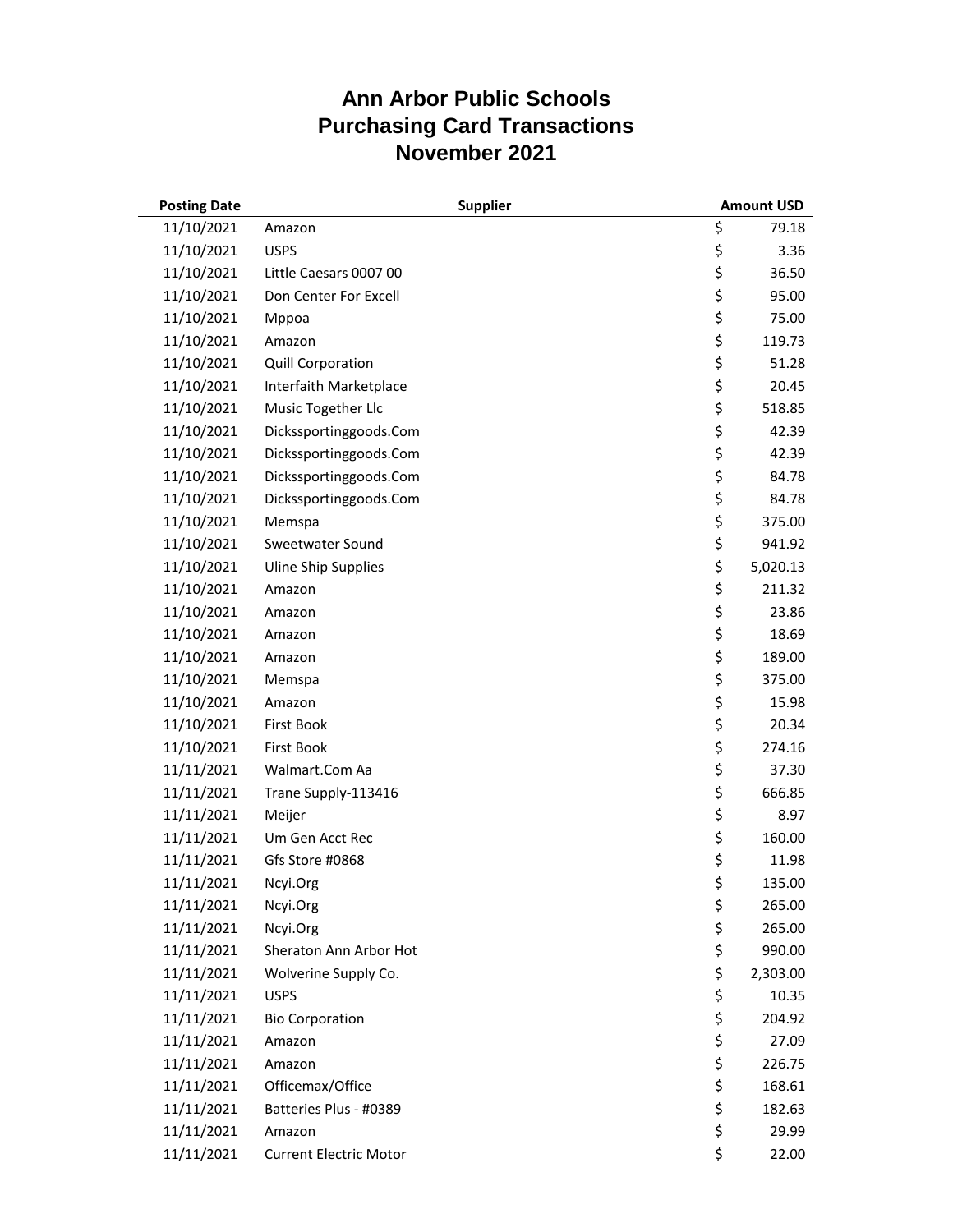# Ann Arbor Public Schools
# Purchasing Card Transactions
# November 2021

| Posting Date | Supplier | Amount USD |
|---|---|---|
| 11/10/2021 | Amazon | $ 79.18 |
| 11/10/2021 | USPS | $ 3.36 |
| 11/10/2021 | Little Caesars 0007 00 | $ 36.50 |
| 11/10/2021 | Don Center For Excell | $ 95.00 |
| 11/10/2021 | Mppoa | $ 75.00 |
| 11/10/2021 | Amazon | $ 119.73 |
| 11/10/2021 | Quill Corporation | $ 51.28 |
| 11/10/2021 | Interfaith Marketplace | $ 20.45 |
| 11/10/2021 | Music Together Llc | $ 518.85 |
| 11/10/2021 | Dickssportinggoods.Com | $ 42.39 |
| 11/10/2021 | Dickssportinggoods.Com | $ 42.39 |
| 11/10/2021 | Dickssportinggoods.Com | $ 84.78 |
| 11/10/2021 | Dickssportinggoods.Com | $ 84.78 |
| 11/10/2021 | Memspa | $ 375.00 |
| 11/10/2021 | Sweetwater Sound | $ 941.92 |
| 11/10/2021 | Uline Ship Supplies | $ 5,020.13 |
| 11/10/2021 | Amazon | $ 211.32 |
| 11/10/2021 | Amazon | $ 23.86 |
| 11/10/2021 | Amazon | $ 18.69 |
| 11/10/2021 | Amazon | $ 189.00 |
| 11/10/2021 | Memspa | $ 375.00 |
| 11/10/2021 | Amazon | $ 15.98 |
| 11/10/2021 | First Book | $ 20.34 |
| 11/10/2021 | First Book | $ 274.16 |
| 11/11/2021 | Walmart.Com Aa | $ 37.30 |
| 11/11/2021 | Trane Supply-113416 | $ 666.85 |
| 11/11/2021 | Meijer | $ 8.97 |
| 11/11/2021 | Um Gen Acct Rec | $ 160.00 |
| 11/11/2021 | Gfs Store #0868 | $ 11.98 |
| 11/11/2021 | Ncyi.Org | $ 135.00 |
| 11/11/2021 | Ncyi.Org | $ 265.00 |
| 11/11/2021 | Ncyi.Org | $ 265.00 |
| 11/11/2021 | Sheraton Ann Arbor Hot | $ 990.00 |
| 11/11/2021 | Wolverine Supply Co. | $ 2,303.00 |
| 11/11/2021 | USPS | $ 10.35 |
| 11/11/2021 | Bio Corporation | $ 204.92 |
| 11/11/2021 | Amazon | $ 27.09 |
| 11/11/2021 | Amazon | $ 226.75 |
| 11/11/2021 | Officemax/Office | $ 168.61 |
| 11/11/2021 | Batteries Plus - #0389 | $ 182.63 |
| 11/11/2021 | Amazon | $ 29.99 |
| 11/11/2021 | Current Electric Motor | $ 22.00 |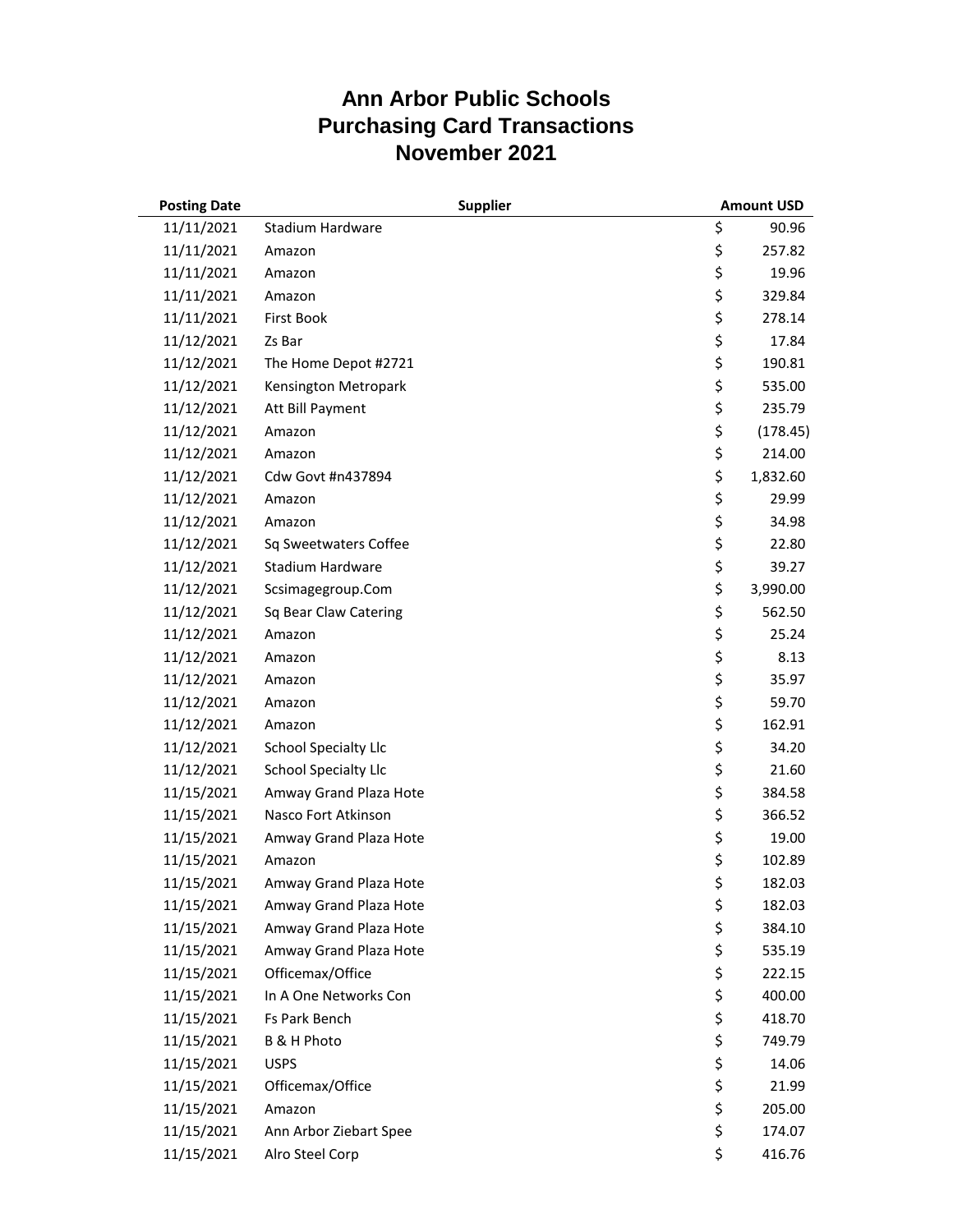# Ann Arbor Public Schools
# Purchasing Card Transactions
# November 2021

| Posting Date | Supplier | Amount USD |
|---|---|---|
| 11/11/2021 | Stadium Hardware | $ 90.96 |
| 11/11/2021 | Amazon | $ 257.82 |
| 11/11/2021 | Amazon | $ 19.96 |
| 11/11/2021 | Amazon | $ 329.84 |
| 11/11/2021 | First Book | $ 278.14 |
| 11/12/2021 | Zs Bar | $ 17.84 |
| 11/12/2021 | The Home Depot #2721 | $ 190.81 |
| 11/12/2021 | Kensington Metropark | $ 535.00 |
| 11/12/2021 | Att Bill Payment | $ 235.79 |
| 11/12/2021 | Amazon | $ (178.45) |
| 11/12/2021 | Amazon | $ 214.00 |
| 11/12/2021 | Cdw Govt #n437894 | $ 1,832.60 |
| 11/12/2021 | Amazon | $ 29.99 |
| 11/12/2021 | Amazon | $ 34.98 |
| 11/12/2021 | Sq Sweetwaters Coffee | $ 22.80 |
| 11/12/2021 | Stadium Hardware | $ 39.27 |
| 11/12/2021 | Scsimagegroup.Com | $ 3,990.00 |
| 11/12/2021 | Sq Bear Claw Catering | $ 562.50 |
| 11/12/2021 | Amazon | $ 25.24 |
| 11/12/2021 | Amazon | $ 8.13 |
| 11/12/2021 | Amazon | $ 35.97 |
| 11/12/2021 | Amazon | $ 59.70 |
| 11/12/2021 | Amazon | $ 162.91 |
| 11/12/2021 | School Specialty Llc | $ 34.20 |
| 11/12/2021 | School Specialty Llc | $ 21.60 |
| 11/15/2021 | Amway Grand Plaza Hote | $ 384.58 |
| 11/15/2021 | Nasco Fort Atkinson | $ 366.52 |
| 11/15/2021 | Amway Grand Plaza Hote | $ 19.00 |
| 11/15/2021 | Amazon | $ 102.89 |
| 11/15/2021 | Amway Grand Plaza Hote | $ 182.03 |
| 11/15/2021 | Amway Grand Plaza Hote | $ 182.03 |
| 11/15/2021 | Amway Grand Plaza Hote | $ 384.10 |
| 11/15/2021 | Amway Grand Plaza Hote | $ 535.19 |
| 11/15/2021 | Officemax/Office | $ 222.15 |
| 11/15/2021 | In A One Networks Con | $ 400.00 |
| 11/15/2021 | Fs Park Bench | $ 418.70 |
| 11/15/2021 | B & H Photo | $ 749.79 |
| 11/15/2021 | USPS | $ 14.06 |
| 11/15/2021 | Officemax/Office | $ 21.99 |
| 11/15/2021 | Amazon | $ 205.00 |
| 11/15/2021 | Ann Arbor Ziebart Spee | $ 174.07 |
| 11/15/2021 | Alro Steel Corp | $ 416.76 |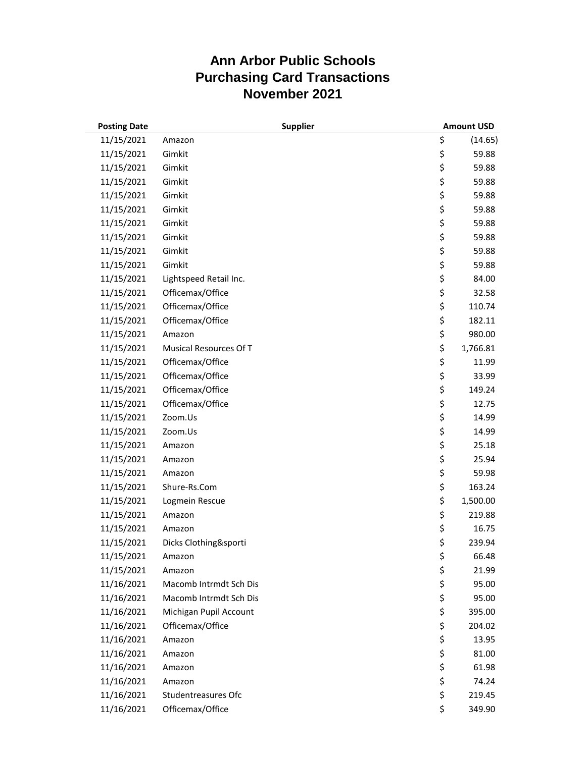# Ann Arbor Public Schools
# Purchasing Card Transactions
# November 2021

| Posting Date | Supplier | Amount USD |
|---|---|---|
| 11/15/2021 | Amazon | $ (14.65) |
| 11/15/2021 | Gimkit | $ 59.88 |
| 11/15/2021 | Gimkit | $ 59.88 |
| 11/15/2021 | Gimkit | $ 59.88 |
| 11/15/2021 | Gimkit | $ 59.88 |
| 11/15/2021 | Gimkit | $ 59.88 |
| 11/15/2021 | Gimkit | $ 59.88 |
| 11/15/2021 | Gimkit | $ 59.88 |
| 11/15/2021 | Gimkit | $ 59.88 |
| 11/15/2021 | Gimkit | $ 59.88 |
| 11/15/2021 | Lightspeed Retail Inc. | $ 84.00 |
| 11/15/2021 | Officemax/Office | $ 32.58 |
| 11/15/2021 | Officemax/Office | $ 110.74 |
| 11/15/2021 | Officemax/Office | $ 182.11 |
| 11/15/2021 | Amazon | $ 980.00 |
| 11/15/2021 | Musical Resources Of T | $ 1,766.81 |
| 11/15/2021 | Officemax/Office | $ 11.99 |
| 11/15/2021 | Officemax/Office | $ 33.99 |
| 11/15/2021 | Officemax/Office | $ 149.24 |
| 11/15/2021 | Officemax/Office | $ 12.75 |
| 11/15/2021 | Zoom.Us | $ 14.99 |
| 11/15/2021 | Zoom.Us | $ 14.99 |
| 11/15/2021 | Amazon | $ 25.18 |
| 11/15/2021 | Amazon | $ 25.94 |
| 11/15/2021 | Amazon | $ 59.98 |
| 11/15/2021 | Shure-Rs.Com | $ 163.24 |
| 11/15/2021 | Logmein Rescue | $ 1,500.00 |
| 11/15/2021 | Amazon | $ 219.88 |
| 11/15/2021 | Amazon | $ 16.75 |
| 11/15/2021 | Dicks Clothing&sporti | $ 239.94 |
| 11/15/2021 | Amazon | $ 66.48 |
| 11/15/2021 | Amazon | $ 21.99 |
| 11/16/2021 | Macomb Intrmdt Sch Dis | $ 95.00 |
| 11/16/2021 | Macomb Intrmdt Sch Dis | $ 95.00 |
| 11/16/2021 | Michigan Pupil Account | $ 395.00 |
| 11/16/2021 | Officemax/Office | $ 204.02 |
| 11/16/2021 | Amazon | $ 13.95 |
| 11/16/2021 | Amazon | $ 81.00 |
| 11/16/2021 | Amazon | $ 61.98 |
| 11/16/2021 | Amazon | $ 74.24 |
| 11/16/2021 | Studentreasures Ofc | $ 219.45 |
| 11/16/2021 | Officemax/Office | $ 349.90 |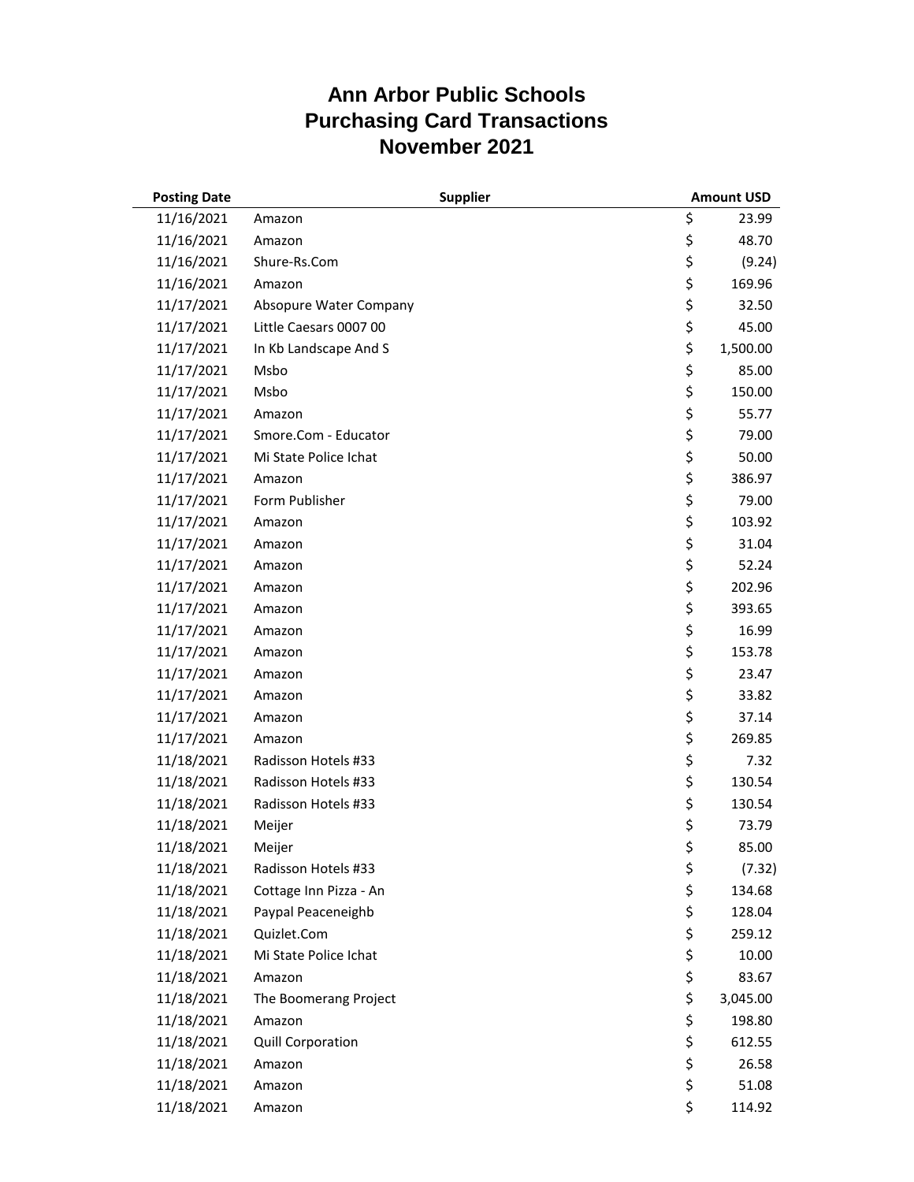# Ann Arbor Public Schools
# Purchasing Card Transactions
# November 2021

| Posting Date | Supplier | Amount USD |
|---|---|---|
| 11/16/2021 | Amazon | $ 23.99 |
| 11/16/2021 | Amazon | $ 48.70 |
| 11/16/2021 | Shure-Rs.Com | $ (9.24) |
| 11/16/2021 | Amazon | $ 169.96 |
| 11/17/2021 | Absopure Water Company | $ 32.50 |
| 11/17/2021 | Little Caesars 0007 00 | $ 45.00 |
| 11/17/2021 | In Kb Landscape And S | $ 1,500.00 |
| 11/17/2021 | Msbo | $ 85.00 |
| 11/17/2021 | Msbo | $ 150.00 |
| 11/17/2021 | Amazon | $ 55.77 |
| 11/17/2021 | Smore.Com - Educator | $ 79.00 |
| 11/17/2021 | Mi State Police Ichat | $ 50.00 |
| 11/17/2021 | Amazon | $ 386.97 |
| 11/17/2021 | Form Publisher | $ 79.00 |
| 11/17/2021 | Amazon | $ 103.92 |
| 11/17/2021 | Amazon | $ 31.04 |
| 11/17/2021 | Amazon | $ 52.24 |
| 11/17/2021 | Amazon | $ 202.96 |
| 11/17/2021 | Amazon | $ 393.65 |
| 11/17/2021 | Amazon | $ 16.99 |
| 11/17/2021 | Amazon | $ 153.78 |
| 11/17/2021 | Amazon | $ 23.47 |
| 11/17/2021 | Amazon | $ 33.82 |
| 11/17/2021 | Amazon | $ 37.14 |
| 11/17/2021 | Amazon | $ 269.85 |
| 11/18/2021 | Radisson Hotels #33 | $ 7.32 |
| 11/18/2021 | Radisson Hotels #33 | $ 130.54 |
| 11/18/2021 | Radisson Hotels #33 | $ 130.54 |
| 11/18/2021 | Meijer | $ 73.79 |
| 11/18/2021 | Meijer | $ 85.00 |
| 11/18/2021 | Radisson Hotels #33 | $ (7.32) |
| 11/18/2021 | Cottage Inn Pizza - An | $ 134.68 |
| 11/18/2021 | Paypal Peaceneighb | $ 128.04 |
| 11/18/2021 | Quizlet.Com | $ 259.12 |
| 11/18/2021 | Mi State Police Ichat | $ 10.00 |
| 11/18/2021 | Amazon | $ 83.67 |
| 11/18/2021 | The Boomerang Project | $ 3,045.00 |
| 11/18/2021 | Amazon | $ 198.80 |
| 11/18/2021 | Quill Corporation | $ 612.55 |
| 11/18/2021 | Amazon | $ 26.58 |
| 11/18/2021 | Amazon | $ 51.08 |
| 11/18/2021 | Amazon | $ 114.92 |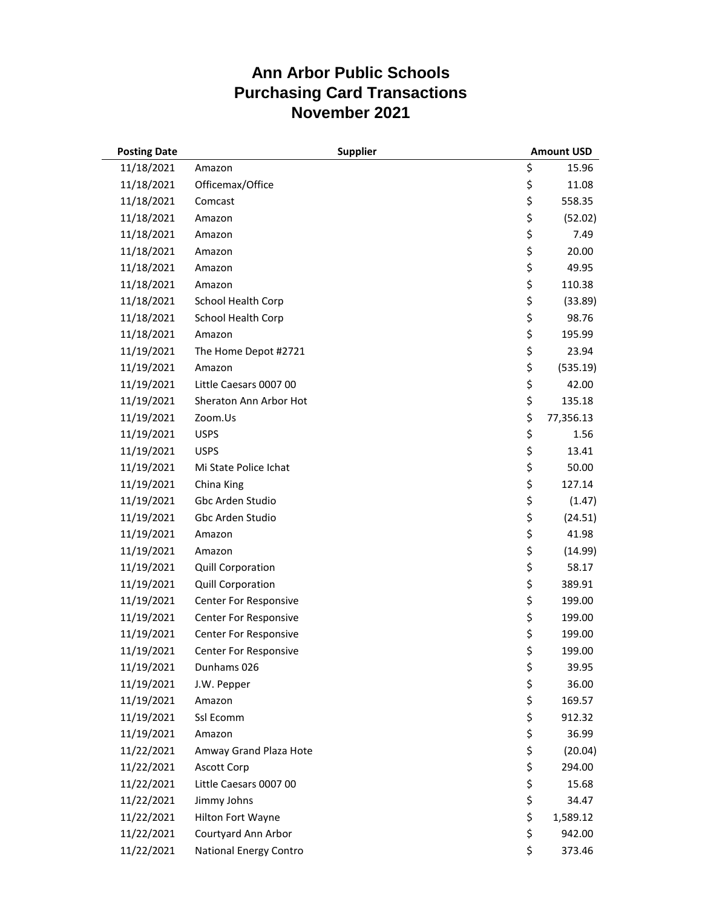# Ann Arbor Public Schools
# Purchasing Card Transactions
# November 2021

| Posting Date | Supplier | Amount USD |
|---|---|---|
| 11/18/2021 | Amazon | $ 15.96 |
| 11/18/2021 | Officemax/Office | $ 11.08 |
| 11/18/2021 | Comcast | $ 558.35 |
| 11/18/2021 | Amazon | $ (52.02) |
| 11/18/2021 | Amazon | $ 7.49 |
| 11/18/2021 | Amazon | $ 20.00 |
| 11/18/2021 | Amazon | $ 49.95 |
| 11/18/2021 | Amazon | $ 110.38 |
| 11/18/2021 | School Health Corp | $ (33.89) |
| 11/18/2021 | School Health Corp | $ 98.76 |
| 11/18/2021 | Amazon | $ 195.99 |
| 11/19/2021 | The Home Depot #2721 | $ 23.94 |
| 11/19/2021 | Amazon | $ (535.19) |
| 11/19/2021 | Little Caesars 0007 00 | $ 42.00 |
| 11/19/2021 | Sheraton Ann Arbor Hot | $ 135.18 |
| 11/19/2021 | Zoom.Us | $ 77,356.13 |
| 11/19/2021 | USPS | $ 1.56 |
| 11/19/2021 | USPS | $ 13.41 |
| 11/19/2021 | Mi State Police Ichat | $ 50.00 |
| 11/19/2021 | China King | $ 127.14 |
| 11/19/2021 | Gbc Arden Studio | $ (1.47) |
| 11/19/2021 | Gbc Arden Studio | $ (24.51) |
| 11/19/2021 | Amazon | $ 41.98 |
| 11/19/2021 | Amazon | $ (14.99) |
| 11/19/2021 | Quill Corporation | $ 58.17 |
| 11/19/2021 | Quill Corporation | $ 389.91 |
| 11/19/2021 | Center For Responsive | $ 199.00 |
| 11/19/2021 | Center For Responsive | $ 199.00 |
| 11/19/2021 | Center For Responsive | $ 199.00 |
| 11/19/2021 | Center For Responsive | $ 199.00 |
| 11/19/2021 | Dunhams 026 | $ 39.95 |
| 11/19/2021 | J.W. Pepper | $ 36.00 |
| 11/19/2021 | Amazon | $ 169.57 |
| 11/19/2021 | Ssl Ecomm | $ 912.32 |
| 11/19/2021 | Amazon | $ 36.99 |
| 11/22/2021 | Amway Grand Plaza Hote | $ (20.04) |
| 11/22/2021 | Ascott Corp | $ 294.00 |
| 11/22/2021 | Little Caesars 0007 00 | $ 15.68 |
| 11/22/2021 | Jimmy Johns | $ 34.47 |
| 11/22/2021 | Hilton Fort Wayne | $ 1,589.12 |
| 11/22/2021 | Courtyard Ann Arbor | $ 942.00 |
| 11/22/2021 | National Energy Contro | $ 373.46 |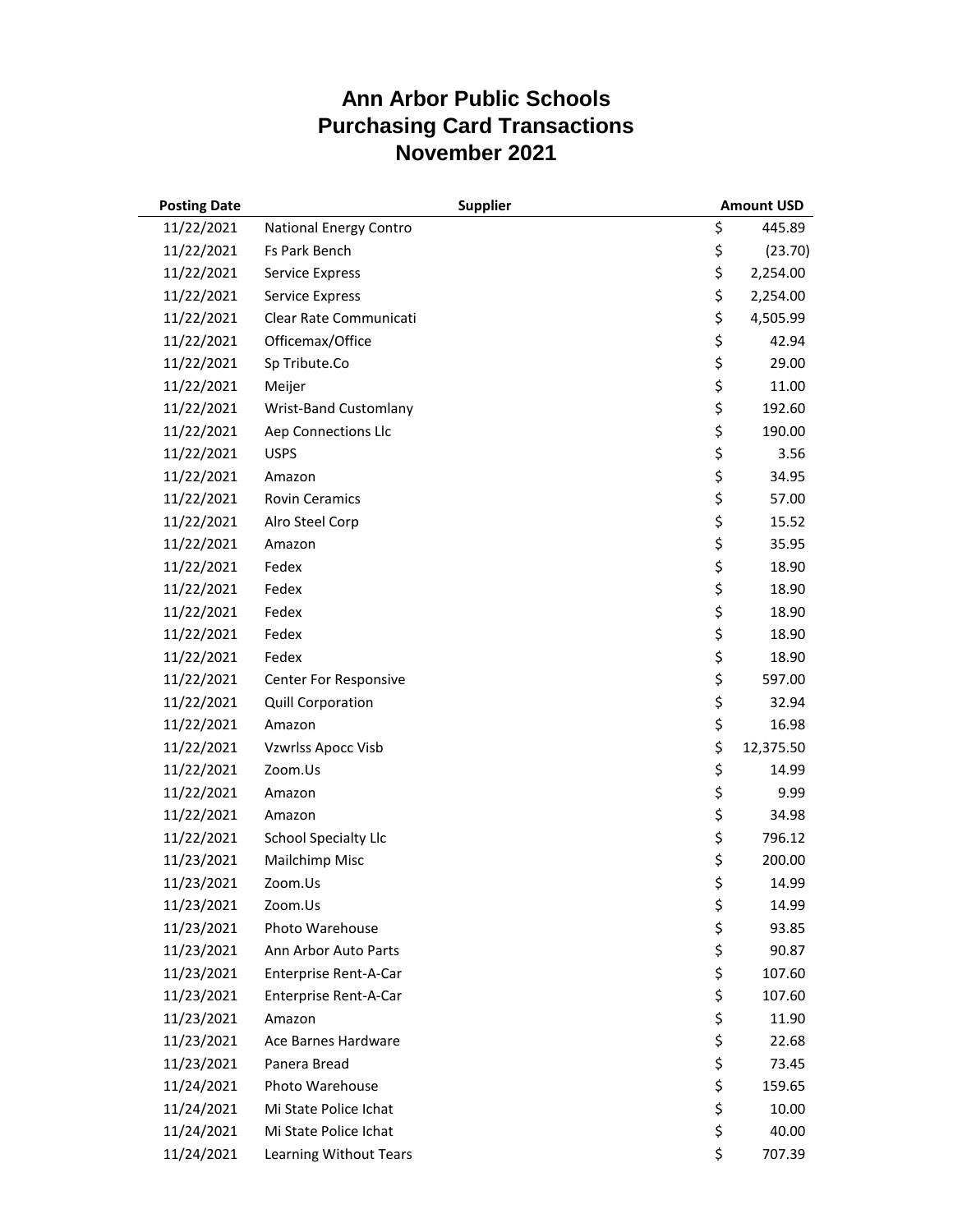# Ann Arbor Public Schools
# Purchasing Card Transactions
# November 2021

| Posting Date | Supplier | Amount USD |
|---|---|---|
| 11/22/2021 | National Energy Contro | $ 445.89 |
| 11/22/2021 | Fs Park Bench | $ (23.70) |
| 11/22/2021 | Service Express | $ 2,254.00 |
| 11/22/2021 | Service Express | $ 2,254.00 |
| 11/22/2021 | Clear Rate Communicati | $ 4,505.99 |
| 11/22/2021 | Officemax/Office | $ 42.94 |
| 11/22/2021 | Sp Tribute.Co | $ 29.00 |
| 11/22/2021 | Meijer | $ 11.00 |
| 11/22/2021 | Wrist-Band Customlany | $ 192.60 |
| 11/22/2021 | Aep Connections Llc | $ 190.00 |
| 11/22/2021 | USPS | $ 3.56 |
| 11/22/2021 | Amazon | $ 34.95 |
| 11/22/2021 | Rovin Ceramics | $ 57.00 |
| 11/22/2021 | Alro Steel Corp | $ 15.52 |
| 11/22/2021 | Amazon | $ 35.95 |
| 11/22/2021 | Fedex | $ 18.90 |
| 11/22/2021 | Fedex | $ 18.90 |
| 11/22/2021 | Fedex | $ 18.90 |
| 11/22/2021 | Fedex | $ 18.90 |
| 11/22/2021 | Fedex | $ 18.90 |
| 11/22/2021 | Center For Responsive | $ 597.00 |
| 11/22/2021 | Quill Corporation | $ 32.94 |
| 11/22/2021 | Amazon | $ 16.98 |
| 11/22/2021 | Vzwrlss Apocc Visb | $ 12,375.50 |
| 11/22/2021 | Zoom.Us | $ 14.99 |
| 11/22/2021 | Amazon | $ 9.99 |
| 11/22/2021 | Amazon | $ 34.98 |
| 11/22/2021 | School Specialty Llc | $ 796.12 |
| 11/23/2021 | Mailchimp Misc | $ 200.00 |
| 11/23/2021 | Zoom.Us | $ 14.99 |
| 11/23/2021 | Zoom.Us | $ 14.99 |
| 11/23/2021 | Photo Warehouse | $ 93.85 |
| 11/23/2021 | Ann Arbor Auto Parts | $ 90.87 |
| 11/23/2021 | Enterprise Rent-A-Car | $ 107.60 |
| 11/23/2021 | Enterprise Rent-A-Car | $ 107.60 |
| 11/23/2021 | Amazon | $ 11.90 |
| 11/23/2021 | Ace Barnes Hardware | $ 22.68 |
| 11/23/2021 | Panera Bread | $ 73.45 |
| 11/24/2021 | Photo Warehouse | $ 159.65 |
| 11/24/2021 | Mi State Police Ichat | $ 10.00 |
| 11/24/2021 | Mi State Police Ichat | $ 40.00 |
| 11/24/2021 | Learning Without Tears | $ 707.39 |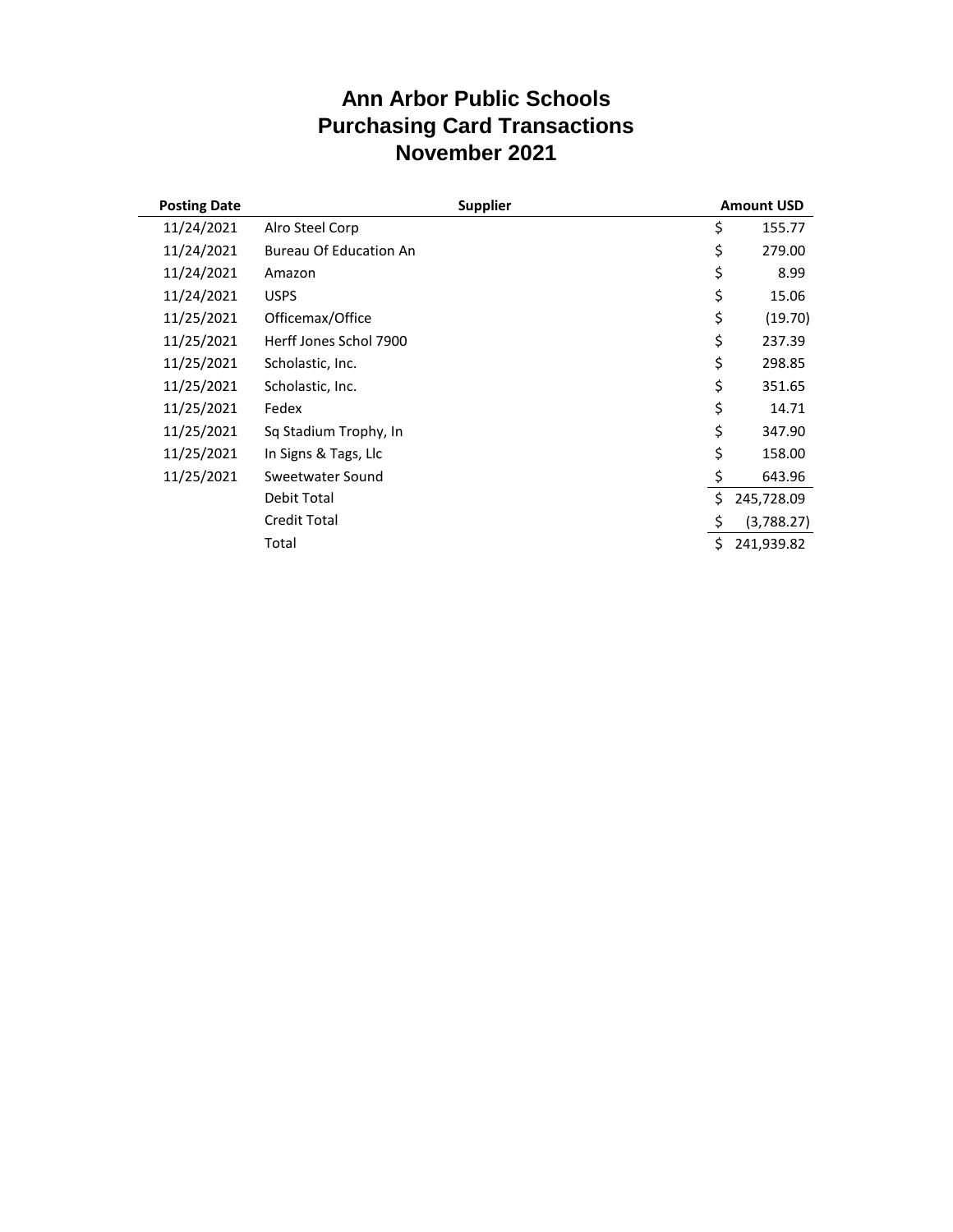# Ann Arbor Public Schools
# Purchasing Card Transactions
# November 2021

| Posting Date | Supplier | Amount USD |
|---|---|---|
| 11/24/2021 | Alro Steel Corp | $ 155.77 |
| 11/24/2021 | Bureau Of Education An | $ 279.00 |
| 11/24/2021 | Amazon | $ 8.99 |
| 11/24/2021 | USPS | $ 15.06 |
| 11/25/2021 | Officemax/Office | $ (19.70) |
| 11/25/2021 | Herff Jones Schol 7900 | $ 237.39 |
| 11/25/2021 | Scholastic, Inc. | $ 298.85 |
| 11/25/2021 | Scholastic, Inc. | $ 351.65 |
| 11/25/2021 | Fedex | $ 14.71 |
| 11/25/2021 | Sq Stadium Trophy, In | $ 347.90 |
| 11/25/2021 | In Signs & Tags, Llc | $ 158.00 |
| 11/25/2021 | Sweetwater Sound | $ 643.96 |
| | Debit Total | $ 245,728.09 |
| | Credit Total | $ (3,788.27) |
| | Total | $ 241,939.82 |